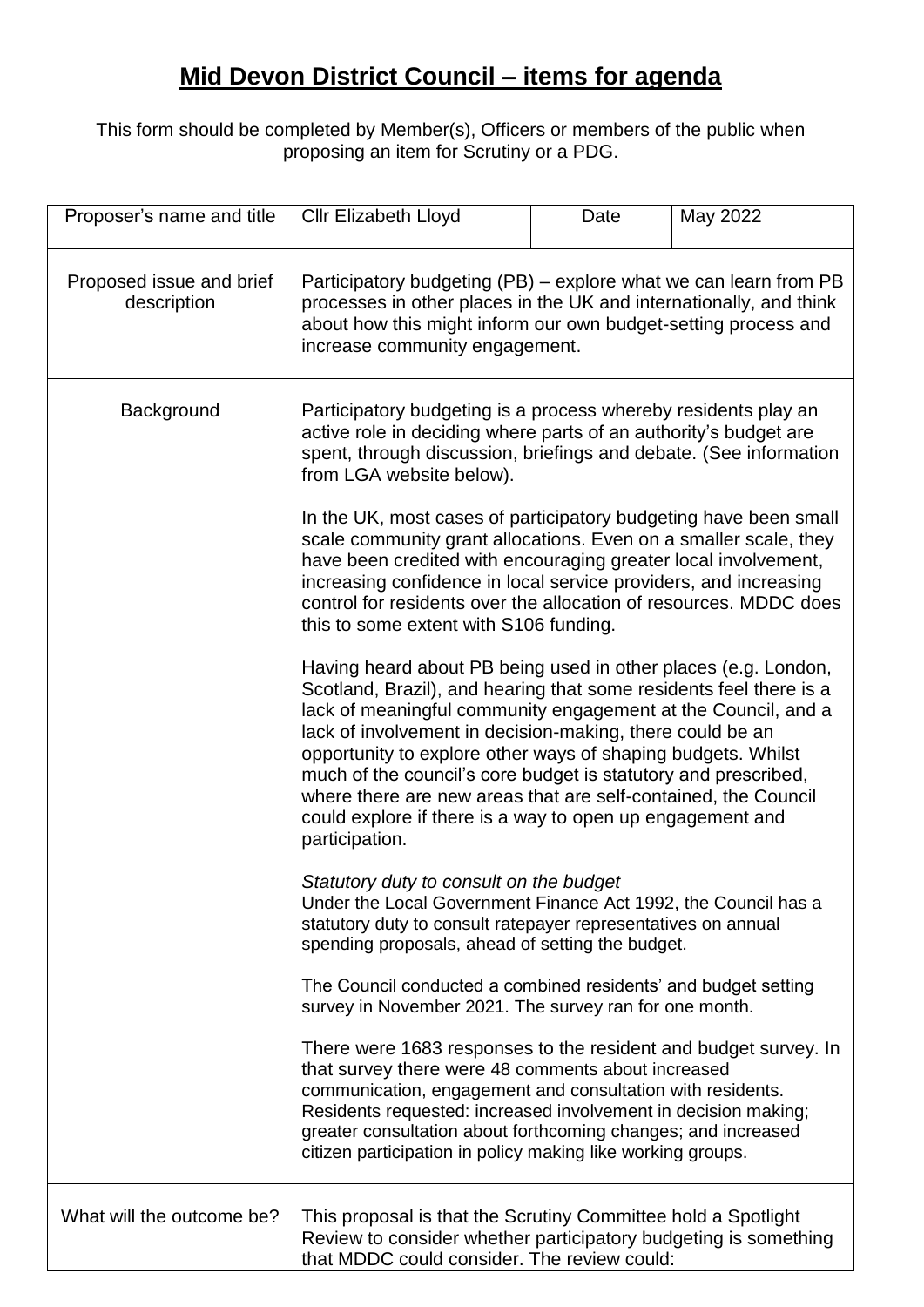# Mid Devon District Council – items for agenda

This form should be completed by Member(s), Officers or members of the public when proposing an item for Scrutiny or a PDG.

| Proposer's name and title | Cllr Elizabeth Lloyd | Date | May 2022 |
|---|---|---|---|
| Proposed issue and brief description | Participatory budgeting (PB) – explore what we can learn from PB processes in other places in the UK and internationally, and think about how this might inform our own budget-setting process and increase community engagement. | | |
| Background | Participatory budgeting is a process whereby residents play an active role in deciding where parts of an authority's budget are spent, through discussion, briefings and debate. (See information from LGA website below).<br><br>In the UK, most cases of participatory budgeting have been small scale community grant allocations. Even on a smaller scale, they have been credited with encouraging greater local involvement, increasing confidence in local service providers, and increasing control for residents over the allocation of resources. MDDC does this to some extent with S106 funding.<br><br>Having heard about PB being used in other places (e.g. London, Scotland, Brazil), and hearing that some residents feel there is a lack of meaningful community engagement at the Council, and a lack of involvement in decision-making, there could be an opportunity to explore other ways of shaping budgets. Whilst much of the council's core budget is statutory and prescribed, where there are new areas that are self-contained, the Council could explore if there is a way to open up engagement and participation.<br><br>*Statutory duty to consult on the budget*<br>Under the Local Government Finance Act 1992, the Council has a statutory duty to consult ratepayer representatives on annual spending proposals, ahead of setting the budget.<br><br>The Council conducted a combined residents' and budget setting survey in November 2021. The survey ran for one month.<br><br>There were 1683 responses to the resident and budget survey. In that survey there were 48 comments about increased communication, engagement and consultation with residents. Residents requested: increased involvement in decision making; greater consultation about forthcoming changes; and increased citizen participation in policy making like working groups. | | |
| What will the outcome be? | This proposal is that the Scrutiny Committee hold a Spotlight Review to consider whether participatory budgeting is something that MDDC could consider. The review could: | | |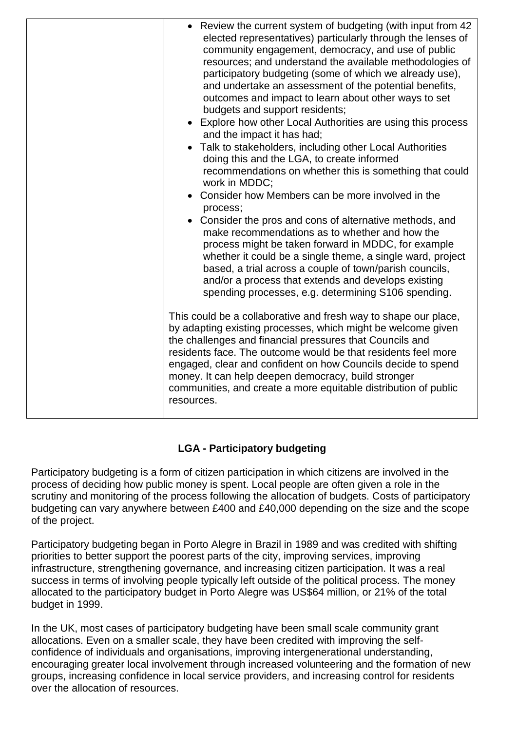| | • Review the current system of budgeting (with input from 42 elected representatives) particularly through the lenses of community engagement, democracy, and use of public resources; and understand the available methodologies of participatory budgeting (some of which we already use), and undertake an assessment of the potential benefits, outcomes and impact to learn about other ways to set budgets and support residents;<br>• Explore how other Local Authorities are using this process and the impact it has had;<br>• Talk to stakeholders, including other Local Authorities doing this and the LGA, to create informed recommendations on whether this is something that could work in MDDC;<br>• Consider how Members can be more involved in the process;<br>• Consider the pros and cons of alternative methods, and make recommendations as to whether and how the process might be taken forward in MDDC, for example whether it could be a single theme, a single ward, project based, a trial across a couple of town/parish councils, and/or a process that extends and develops existing spending processes, e.g. determining S106 spending.<br><br>This could be a collaborative and fresh way to shape our place, by adapting existing processes, which might be welcome given the challenges and financial pressures that Councils and residents face. The outcome would be that residents feel more engaged, clear and confident on how Councils decide to spend money. It can help deepen democracy, build stronger communities, and create a more equitable distribution of public resources. |
|---|---|

**LGA - Participatory budgeting**

Participatory budgeting is a form of citizen participation in which citizens are involved in the process of deciding how public money is spent. Local people are often given a role in the scrutiny and monitoring of the process following the allocation of budgets. Costs of participatory budgeting can vary anywhere between £400 and £40,000 depending on the size and the scope of the project.

Participatory budgeting began in Porto Alegre in Brazil in 1989 and was credited with shifting priorities to better support the poorest parts of the city, improving services, improving infrastructure, strengthening governance, and increasing citizen participation. It was a real success in terms of involving people typically left outside of the political process. The money allocated to the participatory budget in Porto Alegre was US$64 million, or 21% of the total budget in 1999.

In the UK, most cases of participatory budgeting have been small scale community grant allocations. Even on a smaller scale, they have been credited with improving the self-confidence of individuals and organisations, improving intergenerational understanding, encouraging greater local involvement through increased volunteering and the formation of new groups, increasing confidence in local service providers, and increasing control for residents over the allocation of resources.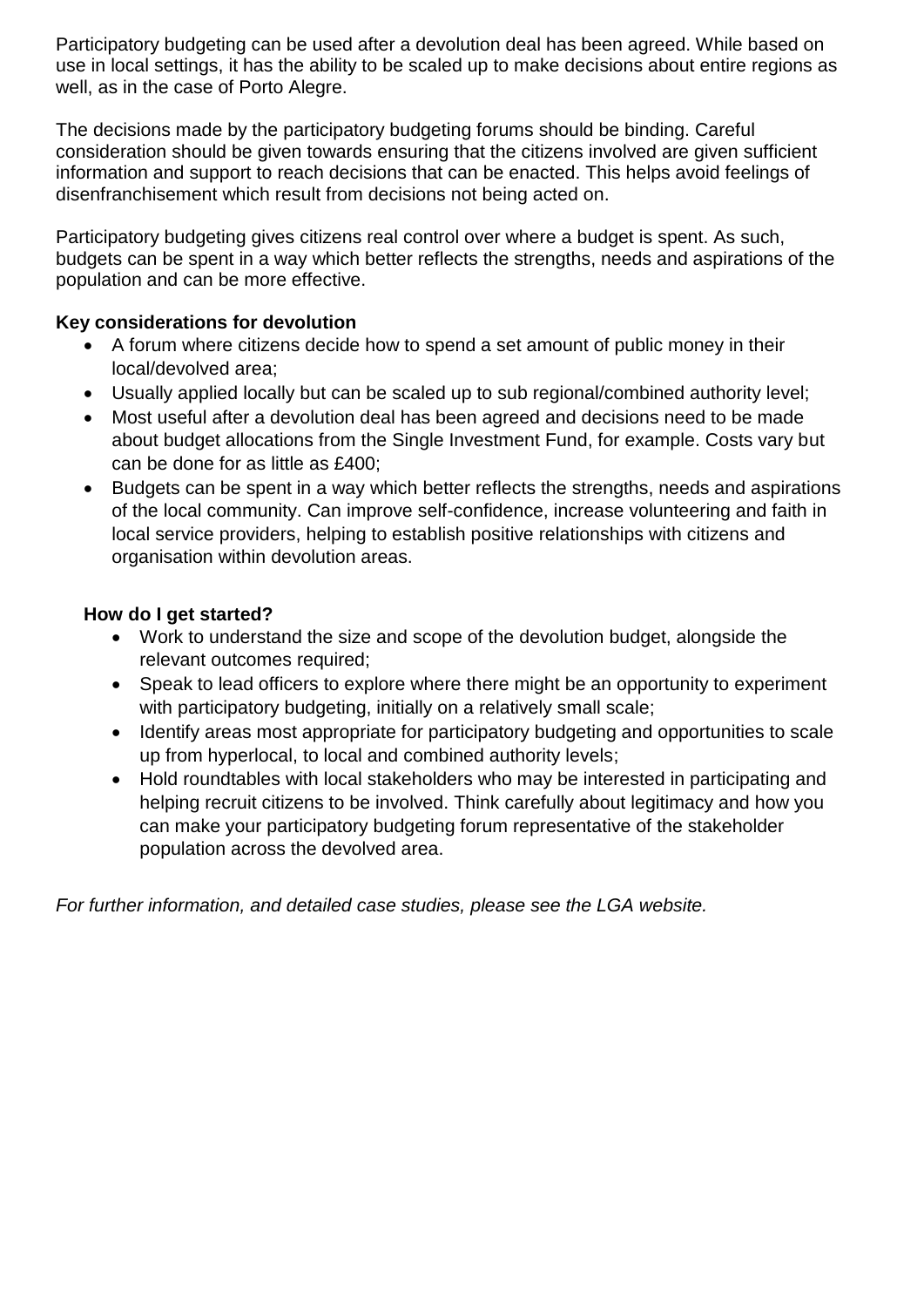Participatory budgeting can be used after a devolution deal has been agreed. While based on use in local settings, it has the ability to be scaled up to make decisions about entire regions as well, as in the case of Porto Alegre.

The decisions made by the participatory budgeting forums should be binding. Careful consideration should be given towards ensuring that the citizens involved are given sufficient information and support to reach decisions that can be enacted. This helps avoid feelings of disenfranchisement which result from decisions not being acted on.

Participatory budgeting gives citizens real control over where a budget is spent. As such, budgets can be spent in a way which better reflects the strengths, needs and aspirations of the population and can be more effective.

**Key considerations for devolution**

- A forum where citizens decide how to spend a set amount of public money in their local/devolved area;
- Usually applied locally but can be scaled up to sub regional/combined authority level;
- Most useful after a devolution deal has been agreed and decisions need to be made about budget allocations from the Single Investment Fund, for example. Costs vary but can be done for as little as £400;
- Budgets can be spent in a way which better reflects the strengths, needs and aspirations of the local community. Can improve self-confidence, increase volunteering and faith in local service providers, helping to establish positive relationships with citizens and organisation within devolution areas.

**How do I get started?**

- Work to understand the size and scope of the devolution budget, alongside the relevant outcomes required;
- Speak to lead officers to explore where there might be an opportunity to experiment with participatory budgeting, initially on a relatively small scale;
- Identify areas most appropriate for participatory budgeting and opportunities to scale up from hyperlocal, to local and combined authority levels;
- Hold roundtables with local stakeholders who may be interested in participating and helping recruit citizens to be involved. Think carefully about legitimacy and how you can make your participatory budgeting forum representative of the stakeholder population across the devolved area.

*For further information, and detailed case studies, please see the LGA website.*